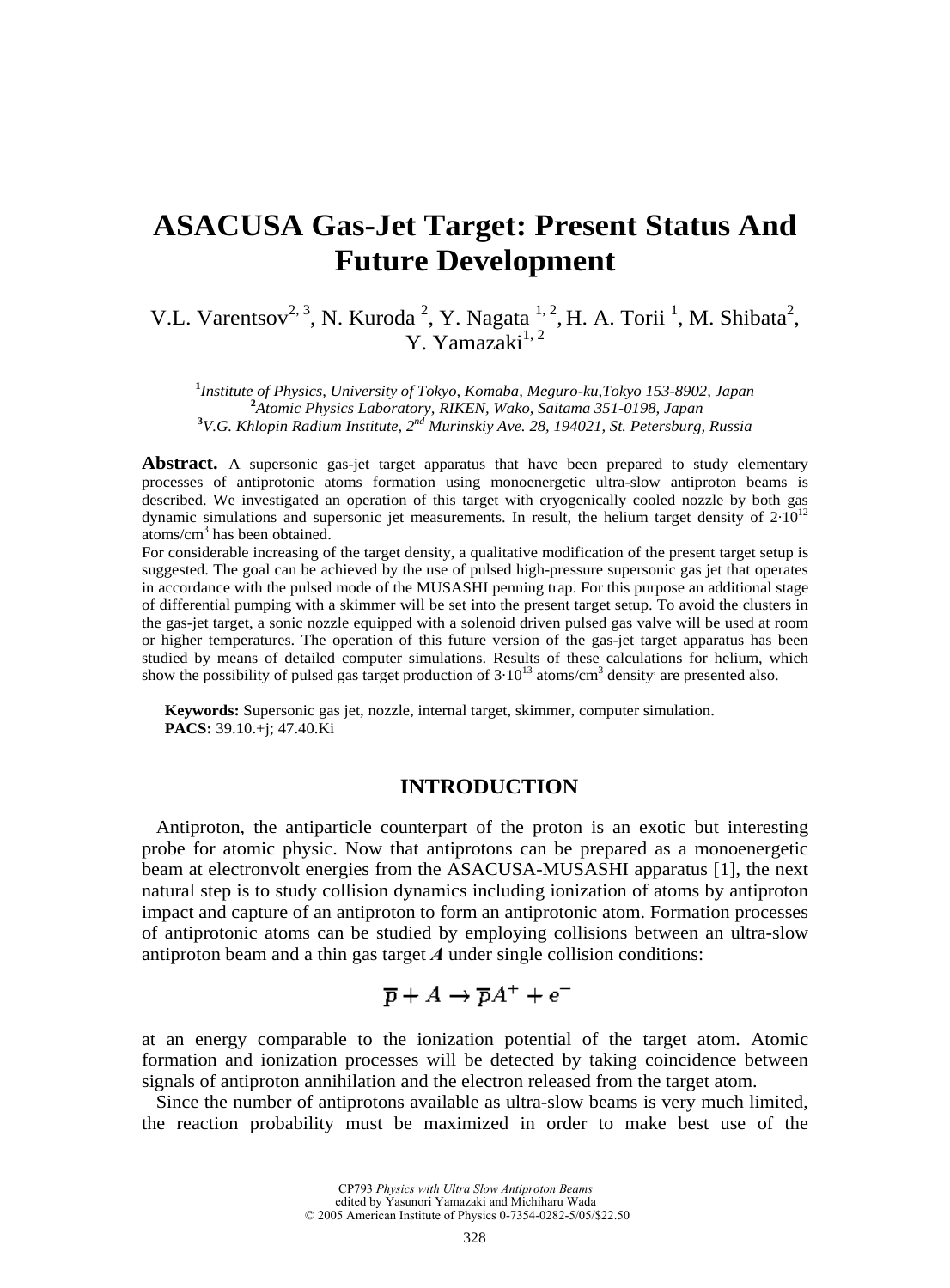# ASACUSA Gas-Jet Target: Present Status And Future Development

V.L. Varentsov[2, 3], N. Kuroda [2], Y. Nagata [1, 2], H. A. Torii [1], M. Shibata[2], Y. Yamazaki[1, 2]

[1]*Institute of Physics, University of Tokyo, Komaba, Meguro-ku,Tokyo 153-8902, Japan*
[2]*Atomic Physics Laboratory, RIKEN, Wako, Saitama 351-0198, Japan*
[3]*V.G. Khlopin Radium Institute, 2nd Murinskiy Ave. 28, 194021, St. Petersburg, Russia*

**Abstract.** A supersonic gas-jet target apparatus that have been prepared to study elementary processes of antiprotonic atoms formation using monoenergetic ultra-slow antiproton beams is described. We investigated an operation of this target with cryogenically cooled nozzle by both gas dynamic simulations and supersonic jet measurements. In result, the helium target density of $2{\cdot}10^{12}$ atoms/cm$^3$ has been obtained.
For considerable increasing of the target density, a qualitative modification of the present target setup is suggested. The goal can be achieved by the use of pulsed high-pressure supersonic gas jet that operates in accordance with the pulsed mode of the MUSASHI penning trap. For this purpose an additional stage of differential pumping with a skimmer will be set into the present target setup. To avoid the clusters in the gas-jet target, a sonic nozzle equipped with a solenoid driven pulsed gas valve will be used at room or higher temperatures. The operation of this future version of the gas-jet target apparatus has been studied by means of detailed computer simulations. Results of these calculations for helium, which show the possibility of pulsed gas target production of $3{\cdot}10^{13}$ atoms/cm$^3$ density are presented also.

**Keywords:** Supersonic gas jet, nozzle, internal target, skimmer, computer simulation.
**PACS:** 39.10.+j; 47.40.Ki

## INTRODUCTION

Antiproton, the antiparticle counterpart of the proton is an exotic but interesting probe for atomic physic. Now that antiprotons can be prepared as a monoenergetic beam at electronvolt energies from the ASACUSA-MUSASHI apparatus [1], the next natural step is to study collision dynamics including ionization of atoms by antiproton impact and capture of an antiproton to form an antiprotonic atom. Formation processes of antiprotonic atoms can be studied by employing collisions between an ultra-slow antiproton beam and a thin gas target ***A*** under single collision conditions:

$$\overline{p} + A \rightarrow \overline{p}A^{+} + e^{-}$$

at an energy comparable to the ionization potential of the target atom. Atomic formation and ionization processes will be detected by taking coincidence between signals of antiproton annihilation and the electron released from the target atom.

Since the number of antiprotons available as ultra-slow beams is very much limited, the reaction probability must be maximized in order to make best use of the

CP793 *Physics with Ultra Slow Antiproton Beams*
edited by Yasunori Yamazaki and Michiharu Wada
© 2005 American Institute of Physics 0-7354-0282-5/05/$22.50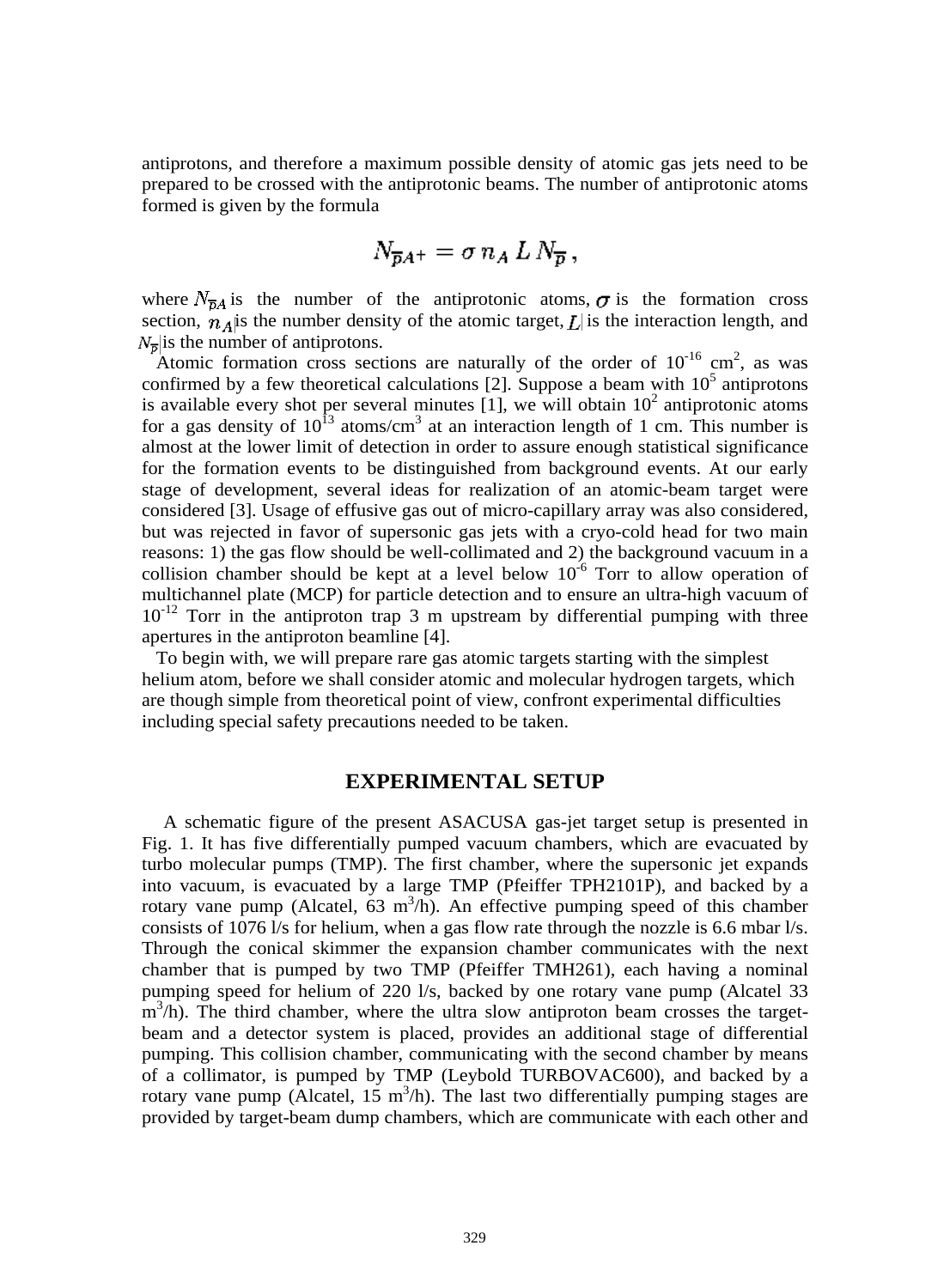antiprotons, and therefore a maximum possible density of atomic gas jets need to be prepared to be crossed with the antiprotonic beams. The number of antiprotonic atoms formed is given by the formula

$$N_{\overline{p}A^+} = \sigma \, n_A \, L \, N_{\overline{p}} \, ,$$

where $N_{\overline{p}A}$ is the number of the antiprotonic atoms, $\sigma$ is the formation cross section, $n_A$ is the number density of the atomic target, $L$ is the interaction length, and $N_{\overline{p}}$ is the number of antiprotons.

Atomic formation cross sections are naturally of the order of $10^{-16}$ cm$^2$, as was confirmed by a few theoretical calculations [2]. Suppose a beam with $10^5$ antiprotons is available every shot per several minutes [1], we will obtain $10^2$ antiprotonic atoms for a gas density of $10^{13}$ atoms/cm$^3$ at an interaction length of 1 cm. This number is almost at the lower limit of detection in order to assure enough statistical significance for the formation events to be distinguished from background events. At our early stage of development, several ideas for realization of an atomic-beam target were considered [3]. Usage of effusive gas out of micro-capillary array was also considered, but was rejected in favor of supersonic gas jets with a cryo-cold head for two main reasons: 1) the gas flow should be well-collimated and 2) the background vacuum in a collision chamber should be kept at a level below $10^{-6}$ Torr to allow operation of multichannel plate (MCP) for particle detection and to ensure an ultra-high vacuum of $10^{-12}$ Torr in the antiproton trap 3 m upstream by differential pumping with three apertures in the antiproton beamline [4].

To begin with, we will prepare rare gas atomic targets starting with the simplest helium atom, before we shall consider atomic and molecular hydrogen targets, which are though simple from theoretical point of view, confront experimental difficulties including special safety precautions needed to be taken.

## EXPERIMENTAL SETUP

A schematic figure of the present ASACUSA gas-jet target setup is presented in Fig. 1. It has five differentially pumped vacuum chambers, which are evacuated by turbo molecular pumps (TMP). The first chamber, where the supersonic jet expands into vacuum, is evacuated by a large TMP (Pfeiffer TPH2101P), and backed by a rotary vane pump (Alcatel, 63 m$^3$/h). An effective pumping speed of this chamber consists of 1076 l/s for helium, when a gas flow rate through the nozzle is 6.6 mbar l/s. Through the conical skimmer the expansion chamber communicates with the next chamber that is pumped by two TMP (Pfeiffer TMH261), each having a nominal pumping speed for helium of 220 l/s, backed by one rotary vane pump (Alcatel 33 m$^3$/h). The third chamber, where the ultra slow antiproton beam crosses the target-beam and a detector system is placed, provides an additional stage of differential pumping. This collision chamber, communicating with the second chamber by means of a collimator, is pumped by TMP (Leybold TURBOVAC600), and backed by a rotary vane pump (Alcatel, 15 m$^3$/h). The last two differentially pumping stages are provided by target-beam dump chambers, which are communicate with each other and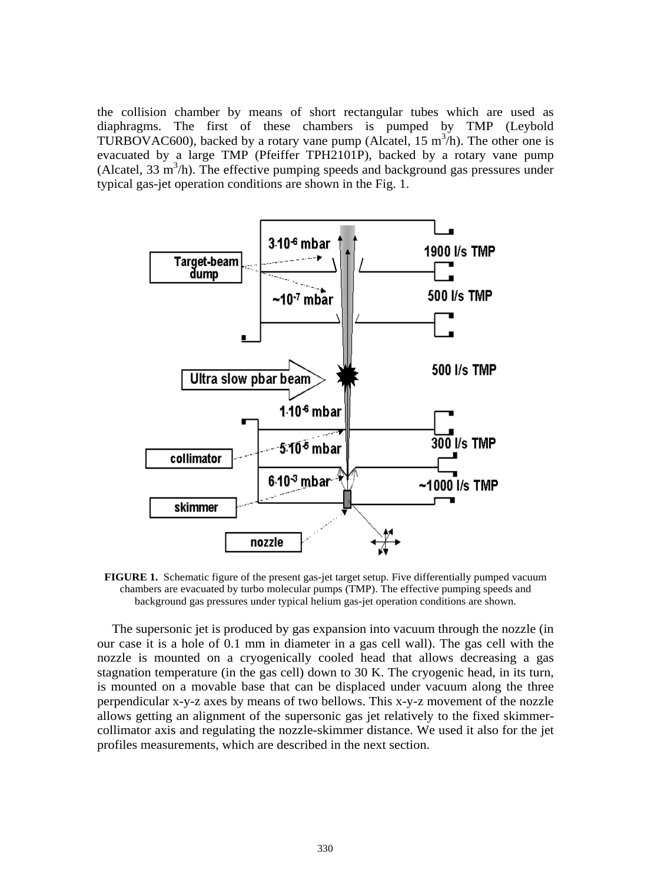the collision chamber by means of short rectangular tubes which are used as diaphragms. The first of these chambers is pumped by TMP (Leybold TURBOVAC600), backed by a rotary vane pump (Alcatel, 15 $m^3/h$). The other one is evacuated by a large TMP (Pfeiffer TPH2101P), backed by a rotary vane pump (Alcatel, 33 $m^3/h$). The effective pumping speeds and background gas pressures under typical gas-jet operation conditions are shown in the Fig. 1.

**FIGURE 1.** Schematic figure of the present gas-jet target setup. Five differentially pumped vacuum chambers are evacuated by turbo molecular pumps (TMP). The effective pumping speeds and background gas pressures under typical helium gas-jet operation conditions are shown.

The supersonic jet is produced by gas expansion into vacuum through the nozzle (in our case it is a hole of 0.1 mm in diameter in a gas cell wall). The gas cell with the nozzle is mounted on a cryogenically cooled head that allows decreasing a gas stagnation temperature (in the gas cell) down to 30 K. The cryogenic head, in its turn, is mounted on a movable base that can be displaced under vacuum along the three perpendicular x-y-z axes by means of two bellows. This x-y-z movement of the nozzle allows getting an alignment of the supersonic gas jet relatively to the fixed skimmer-collimator axis and regulating the nozzle-skimmer distance. We used it also for the jet profiles measurements, which are described in the next section.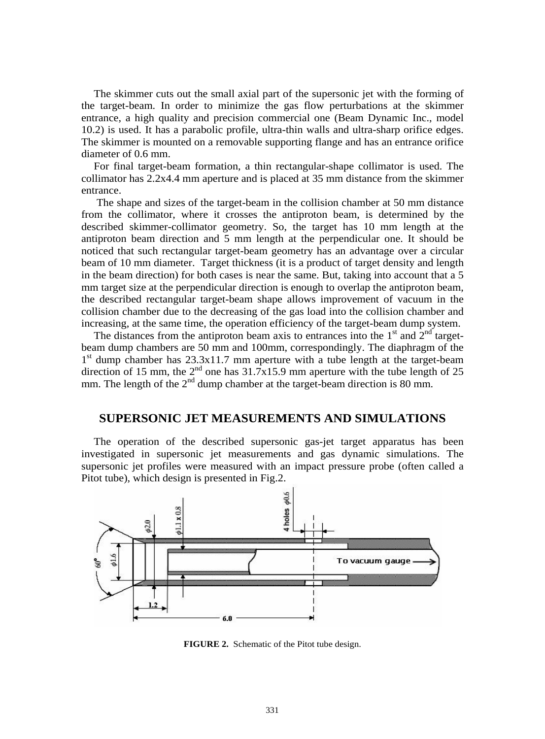The skimmer cuts out the small axial part of the supersonic jet with the forming of the target-beam. In order to minimize the gas flow perturbations at the skimmer entrance, a high quality and precision commercial one (Beam Dynamic Inc., model 10.2) is used. It has a parabolic profile, ultra-thin walls and ultra-sharp orifice edges. The skimmer is mounted on a removable supporting flange and has an entrance orifice diameter of 0.6 mm.

For final target-beam formation, a thin rectangular-shape collimator is used. The collimator has 2.2x4.4 mm aperture and is placed at 35 mm distance from the skimmer entrance.

The shape and sizes of the target-beam in the collision chamber at 50 mm distance from the collimator, where it crosses the antiproton beam, is determined by the described skimmer-collimator geometry. So, the target has 10 mm length at the antiproton beam direction and 5 mm length at the perpendicular one. It should be noticed that such rectangular target-beam geometry has an advantage over a circular beam of 10 mm diameter. Target thickness (it is a product of target density and length in the beam direction) for both cases is near the same. But, taking into account that a 5 mm target size at the perpendicular direction is enough to overlap the antiproton beam, the described rectangular target-beam shape allows improvement of vacuum in the collision chamber due to the decreasing of the gas load into the collision chamber and increasing, at the same time, the operation efficiency of the target-beam dump system.

The distances from the antiproton beam axis to entrances into the 1st and 2nd target-beam dump chambers are 50 mm and 100mm, correspondingly. The diaphragm of the 1st dump chamber has 23.3x11.7 mm aperture with a tube length at the target-beam direction of 15 mm, the 2nd one has 31.7x15.9 mm aperture with the tube length of 25 mm. The length of the 2nd dump chamber at the target-beam direction is 80 mm.

## SUPERSONIC JET MEASUREMENTS AND SIMULATIONS

The operation of the described supersonic gas-jet target apparatus has been investigated in supersonic jet measurements and gas dynamic simulations. The supersonic jet profiles were measured with an impact pressure probe (often called a Pitot tube), which design is presented in Fig.2.

**FIGURE 2.** Schematic of the Pitot tube design.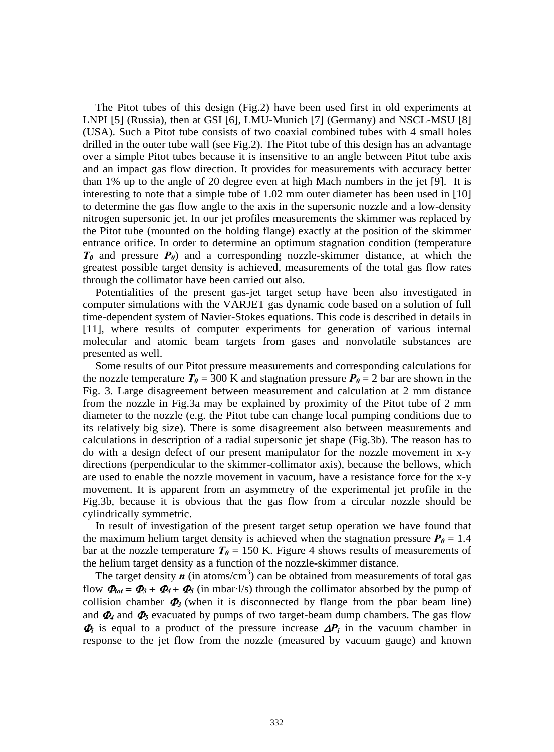The Pitot tubes of this design (Fig.2) have been used first in old experiments at LNPI [5] (Russia), then at GSI [6], LMU-Munich [7] (Germany) and NSCL-MSU [8] (USA). Such a Pitot tube consists of two coaxial combined tubes with 4 small holes drilled in the outer tube wall (see Fig.2). The Pitot tube of this design has an advantage over a simple Pitot tubes because it is insensitive to an angle between Pitot tube axis and an impact gas flow direction. It provides for measurements with accuracy better than 1% up to the angle of 20 degree even at high Mach numbers in the jet [9]. It is interesting to note that a simple tube of 1.02 mm outer diameter has been used in [10] to determine the gas flow angle to the axis in the supersonic nozzle and a low-density nitrogen supersonic jet. In our jet profiles measurements the skimmer was replaced by the Pitot tube (mounted on the holding flange) exactly at the position of the skimmer entrance orifice. In order to determine an optimum stagnation condition (temperature $T_0$ and pressure $P_0$) and a corresponding nozzle-skimmer distance, at which the greatest possible target density is achieved, measurements of the total gas flow rates through the collimator have been carried out also.

Potentialities of the present gas-jet target setup have been also investigated in computer simulations with the VARJET gas dynamic code based on a solution of full time-dependent system of Navier-Stokes equations. This code is described in details in [11], where results of computer experiments for generation of various internal molecular and atomic beam targets from gases and nonvolatile substances are presented as well.

Some results of our Pitot pressure measurements and corresponding calculations for the nozzle temperature $T_0$ = 300 K and stagnation pressure $P_0$ = 2 bar are shown in the Fig. 3. Large disagreement between measurement and calculation at 2 mm distance from the nozzle in Fig.3a may be explained by proximity of the Pitot tube of 2 mm diameter to the nozzle (e.g. the Pitot tube can change local pumping conditions due to its relatively big size). There is some disagreement also between measurements and calculations in description of a radial supersonic jet shape (Fig.3b). The reason has to do with a design defect of our present manipulator for the nozzle movement in x-y directions (perpendicular to the skimmer-collimator axis), because the bellows, which are used to enable the nozzle movement in vacuum, have a resistance force for the x-y movement. It is apparent from an asymmetry of the experimental jet profile in the Fig.3b, because it is obvious that the gas flow from a circular nozzle should be cylindrically symmetric.

In result of investigation of the present target setup operation we have found that the maximum helium target density is achieved when the stagnation pressure $P_0$ = 1.4 bar at the nozzle temperature $T_0$ = 150 K. Figure 4 shows results of measurements of the helium target density as a function of the nozzle-skimmer distance.

The target density $n$ (in atoms/cm$^3$) can be obtained from measurements of total gas flow $\Phi_{tot} = \Phi_3 + \Phi_4 + \Phi_5$ (in mbar·l/s) through the collimator absorbed by the pump of collision chamber $\Phi_3$ (when it is disconnected by flange from the pbar beam line) and $\Phi_4$ and $\Phi_5$ evacuated by pumps of two target-beam dump chambers. The gas flow $\Phi_i$ is equal to a product of the pressure increase $\Delta P_i$ in the vacuum chamber in response to the jet flow from the nozzle (measured by vacuum gauge) and known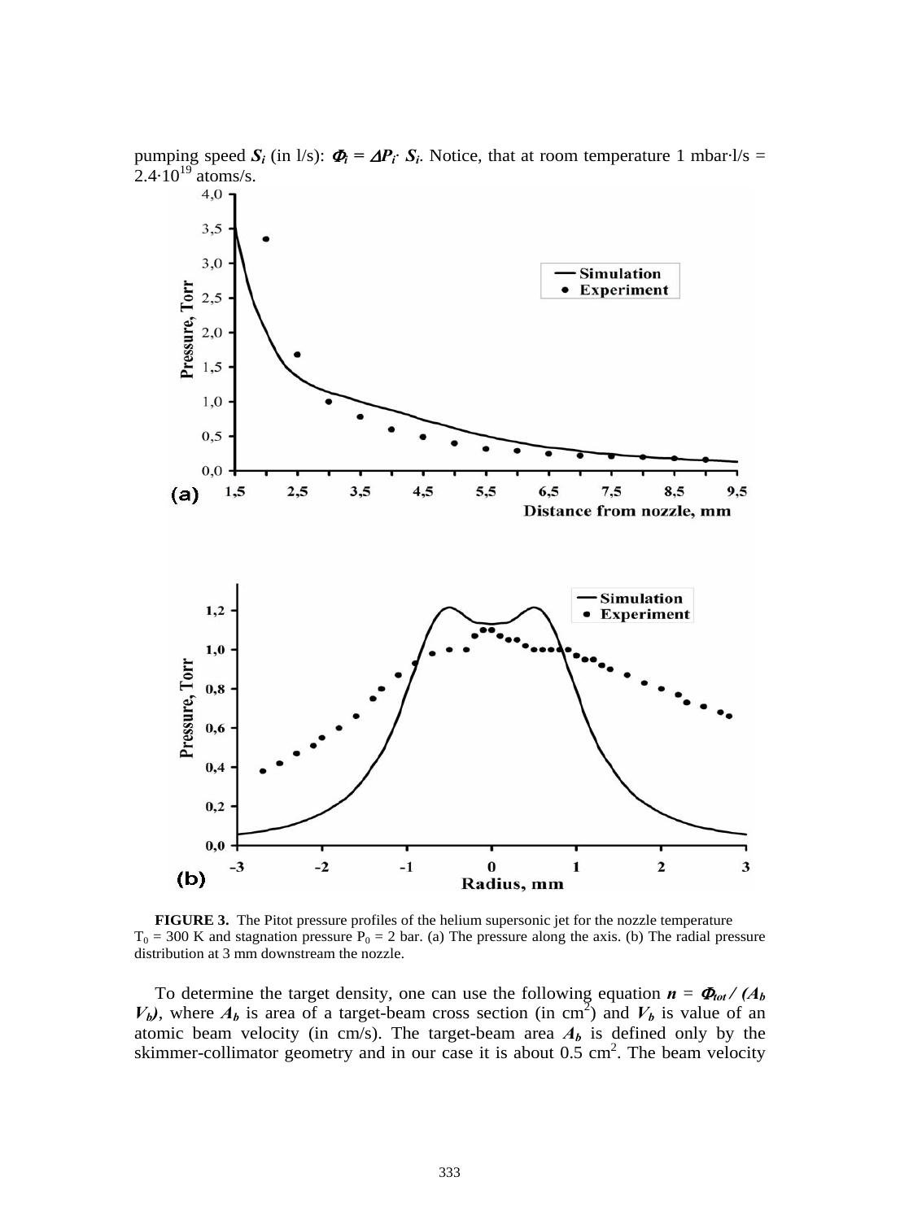pumping speed $S_i$ (in l/s): $\Phi_i = \Delta P_i \cdot S_i$. Notice, that at room temperature 1 mbar·l/s = $2.4 \cdot 10^{19}$ atoms/s.

**FIGURE 3.** The Pitot pressure profiles of the helium supersonic jet for the nozzle temperature $T_0$ = 300 K and stagnation pressure $P_0$ = 2 bar. (a) The pressure along the axis. (b) The radial pressure distribution at 3 mm downstream the nozzle.

To determine the target density, one can use the following equation $n = \Phi_{tot} / (A_b V_b)$, where $A_b$ is area of a target-beam cross section (in $cm^2$) and $V_b$ is value of an atomic beam velocity (in cm/s). The target-beam area $A_b$ is defined only by the skimmer-collimator geometry and in our case it is about 0.5 $cm^2$. The beam velocity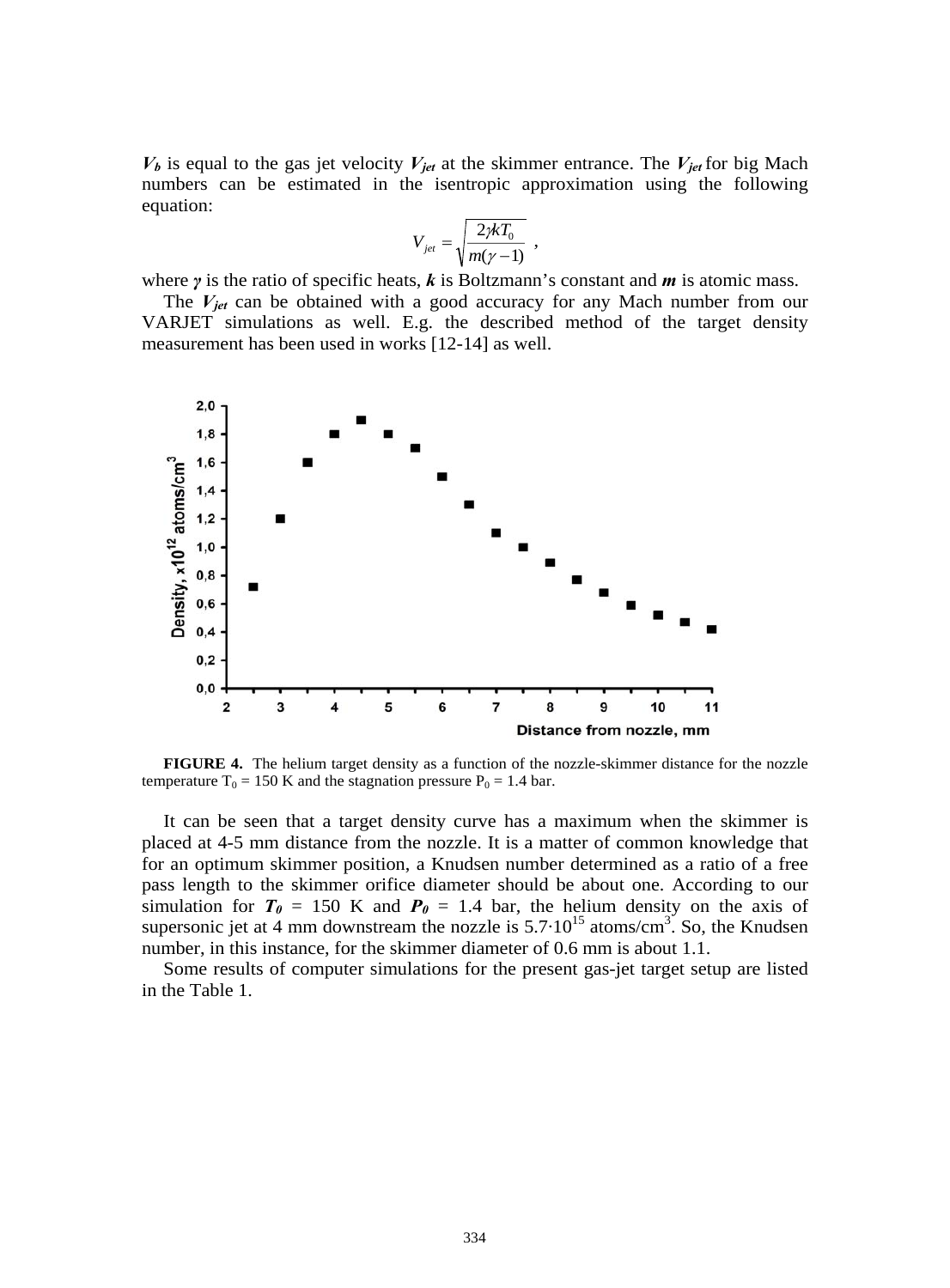$\boldsymbol{V_b}$ is equal to the gas jet velocity $\boldsymbol{V_{jet}}$ at the skimmer entrance. The $\boldsymbol{V_{jet}}$ for big Mach numbers can be estimated in the isentropic approximation using the following equation:

$$V_{jet} = \sqrt{\frac{2\gamma k T_0}{m(\gamma - 1)}} \ ,$$

where $\boldsymbol{\gamma}$ is the ratio of specific heats, $\boldsymbol{k}$ is Boltzmann's constant and $\boldsymbol{m}$ is atomic mass.

The $\boldsymbol{V_{jet}}$ can be obtained with a good accuracy for any Mach number from our VARJET simulations as well. E.g. the described method of the target density measurement has been used in works [12-14] as well.

**FIGURE 4.** The helium target density as a function of the nozzle-skimmer distance for the nozzle temperature $T_0$ = 150 K and the stagnation pressure $P_0$ = 1.4 bar.

It can be seen that a target density curve has a maximum when the skimmer is placed at 4-5 mm distance from the nozzle. It is a matter of common knowledge that for an optimum skimmer position, a Knudsen number determined as a ratio of a free pass length to the skimmer orifice diameter should be about one. According to our simulation for $\boldsymbol{T_0}$ = 150 K and $\boldsymbol{P_0}$ = 1.4 bar, the helium density on the axis of supersonic jet at 4 mm downstream the nozzle is $5.7 \cdot 10^{15}$ atoms/cm$^3$. So, the Knudsen number, in this instance, for the skimmer diameter of 0.6 mm is about 1.1.

Some results of computer simulations for the present gas-jet target setup are listed in the Table 1.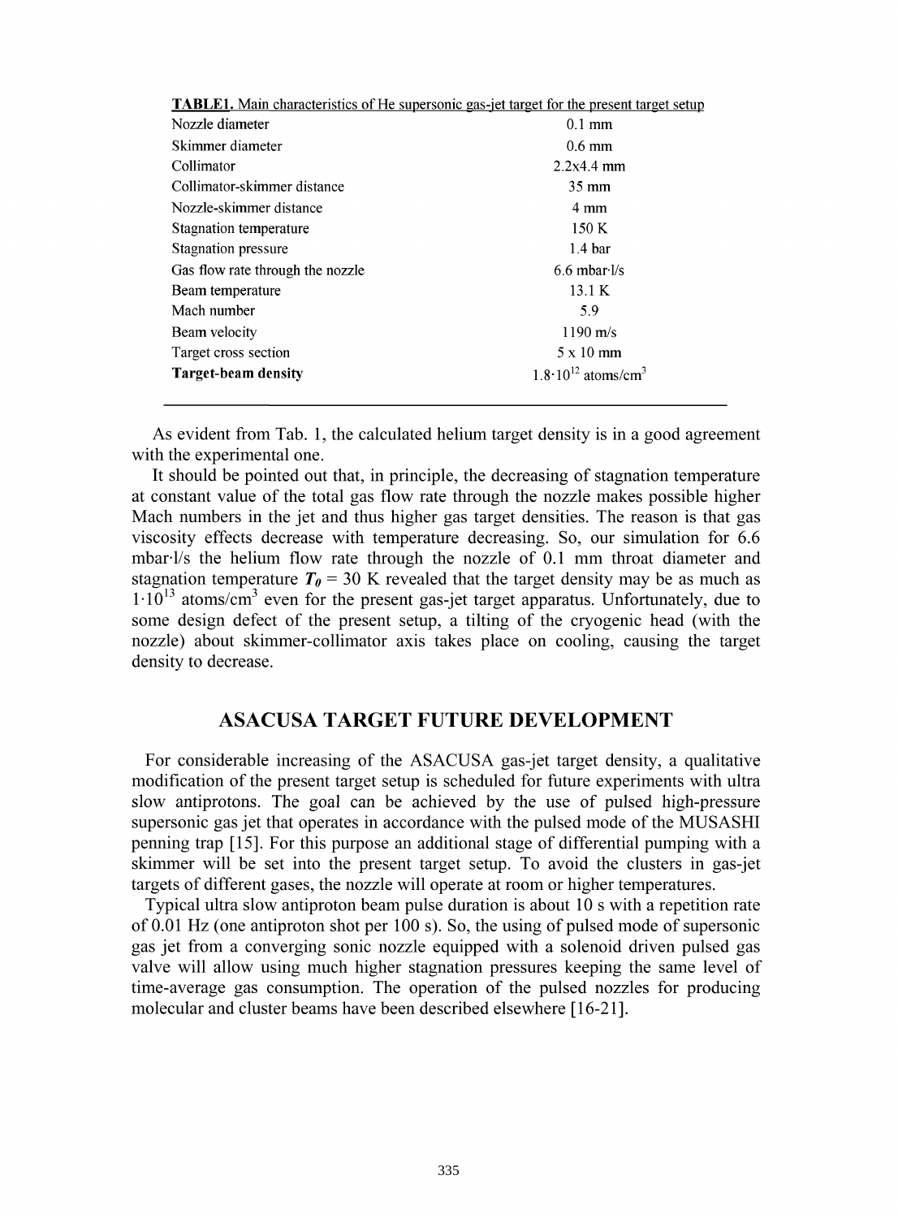**TABLE1.** Main characteristics of He supersonic gas-jet target for the present target setup

| | |
|---|---|
| Nozzle diameter | 0.1 mm |
| Skimmer diameter | 0.6 mm |
| Collimator | 2.2x4.4 mm |
| Collimator-skimmer distance | 35 mm |
| Nozzle-skimmer distance | 4 mm |
| Stagnation temperature | 150 K |
| Stagnation pressure | 1.4 bar |
| Gas flow rate through the nozzle | 6.6 mbar·l/s |
| Beam temperature | 13.1 K |
| Mach number | 5.9 |
| Beam velocity | 1190 m/s |
| Target cross section | 5 x 10 mm |
| **Target-beam density** | $1.8 \cdot 10^{12}$ atoms/cm$^3$ |

As evident from Tab. 1, the calculated helium target density is in a good agreement with the experimental one.

It should be pointed out that, in principle, the decreasing of stagnation temperature at constant value of the total gas flow rate through the nozzle makes possible higher Mach numbers in the jet and thus higher gas target densities. The reason is that gas viscosity effects decrease with temperature decreasing. So, our simulation for 6.6 mbar·l/s the helium flow rate through the nozzle of 0.1 mm throat diameter and stagnation temperature $T_0$ = 30 K revealed that the target density may be as much as $1 \cdot 10^{13}$ atoms/cm$^3$ even for the present gas-jet target apparatus. Unfortunately, due to some design defect of the present setup, a tilting of the cryogenic head (with the nozzle) about skimmer-collimator axis takes place on cooling, causing the target density to decrease.

## ASACUSA TARGET FUTURE DEVELOPMENT

For considerable increasing of the ASACUSA gas-jet target density, a qualitative modification of the present target setup is scheduled for future experiments with ultra slow antiprotons. The goal can be achieved by the use of pulsed high-pressure supersonic gas jet that operates in accordance with the pulsed mode of the MUSASHI penning trap [15]. For this purpose an additional stage of differential pumping with a skimmer will be set into the present target setup. To avoid the clusters in gas-jet targets of different gases, the nozzle will operate at room or higher temperatures.

Typical ultra slow antiproton beam pulse duration is about 10 s with a repetition rate of 0.01 Hz (one antiproton shot per 100 s). So, the using of pulsed mode of supersonic gas jet from a converging sonic nozzle equipped with a solenoid driven pulsed gas valve will allow using much higher stagnation pressures keeping the same level of time-average gas consumption. The operation of the pulsed nozzles for producing molecular and cluster beams have been described elsewhere [16-21].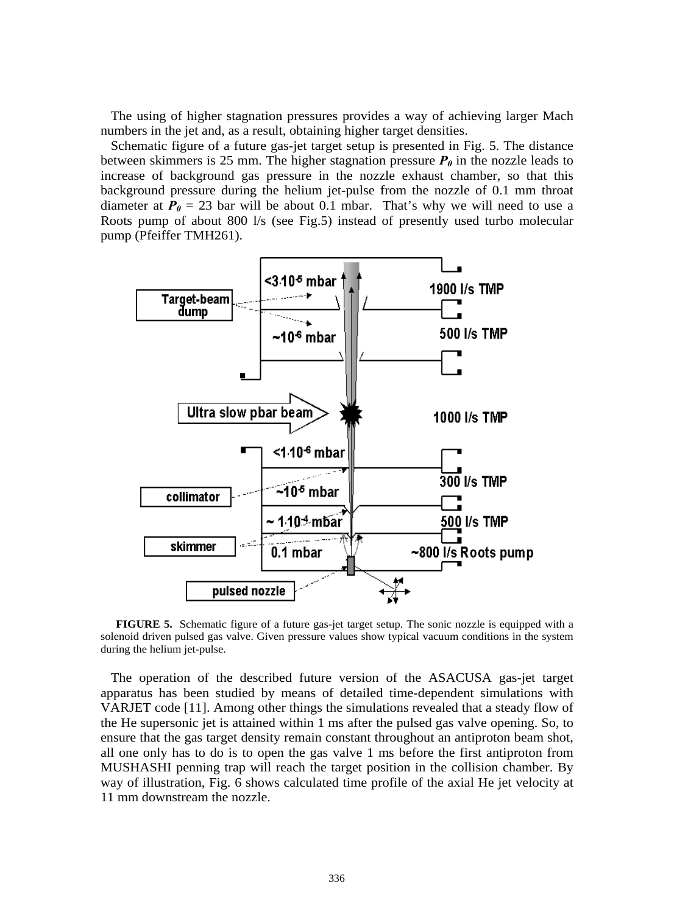The using of higher stagnation pressures provides a way of achieving larger Mach numbers in the jet and, as a result, obtaining higher target densities.

Schematic figure of a future gas-jet target setup is presented in Fig. 5. The distance between skimmers is 25 mm. The higher stagnation pressure $P_0$ in the nozzle leads to increase of background gas pressure in the nozzle exhaust chamber, so that this background pressure during the helium jet-pulse from the nozzle of 0.1 mm throat diameter at $P_0$ = 23 bar will be about 0.1 mbar. That's why we will need to use a Roots pump of about 800 l/s (see Fig.5) instead of presently used turbo molecular pump (Pfeiffer TMH261).

**FIGURE 5.** Schematic figure of a future gas-jet target setup. The sonic nozzle is equipped with a solenoid driven pulsed gas valve. Given pressure values show typical vacuum conditions in the system during the helium jet-pulse.

The operation of the described future version of the ASACUSA gas-jet target apparatus has been studied by means of detailed time-dependent simulations with VARJET code [11]. Among other things the simulations revealed that a steady flow of the He supersonic jet is attained within 1 ms after the pulsed gas valve opening. So, to ensure that the gas target density remain constant throughout an antiproton beam shot, all one only has to do is to open the gas valve 1 ms before the first antiproton from MUSHASHI penning trap will reach the target position in the collision chamber. By way of illustration, Fig. 6 shows calculated time profile of the axial He jet velocity at 11 mm downstream the nozzle.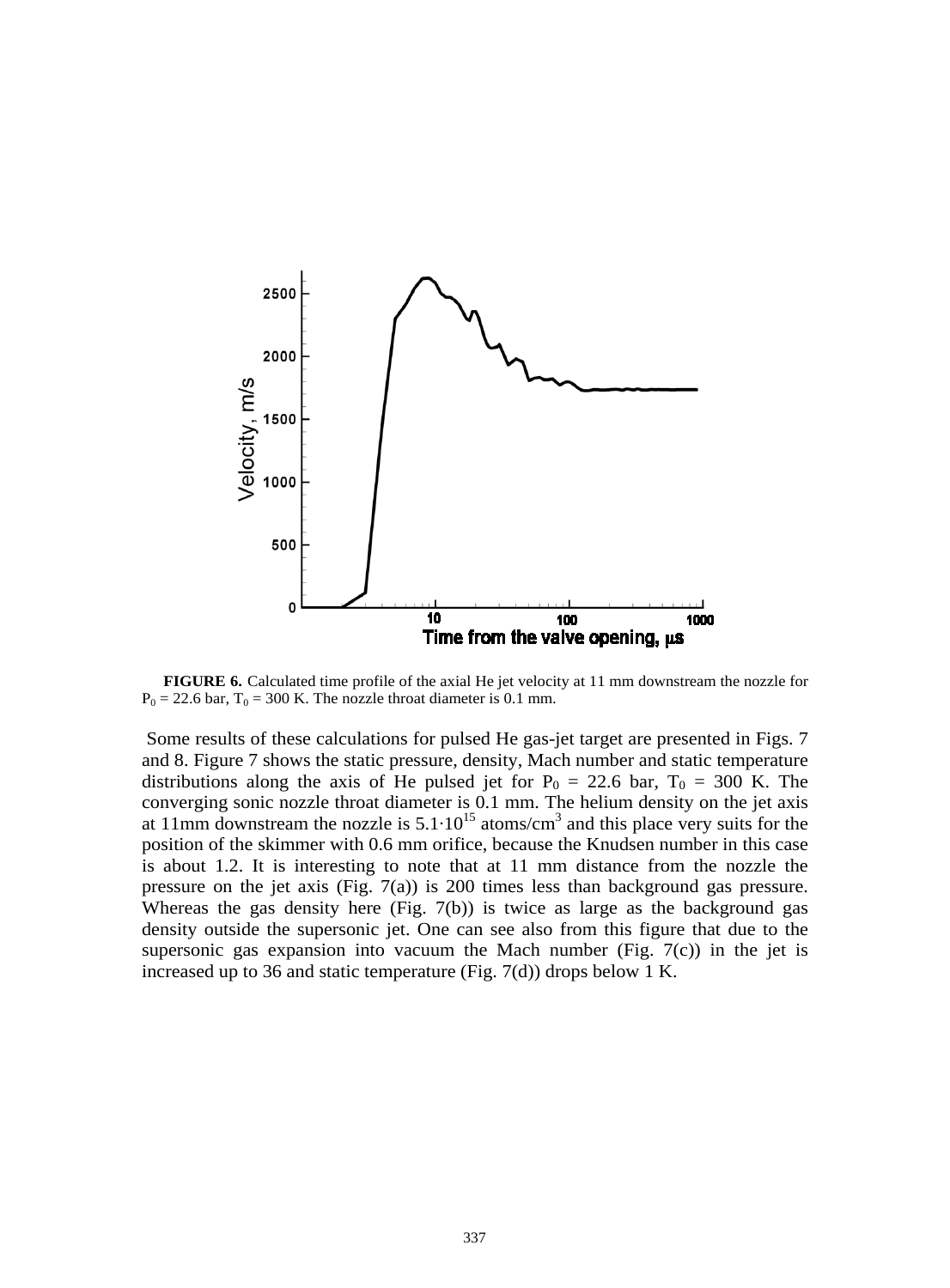**FIGURE 6.** Calculated time profile of the axial He jet velocity at 11 mm downstream the nozzle for $P_0$ = 22.6 bar, $T_0$ = 300 K. The nozzle throat diameter is 0.1 mm.

Some results of these calculations for pulsed He gas-jet target are presented in Figs. 7 and 8. Figure 7 shows the static pressure, density, Mach number and static temperature distributions along the axis of He pulsed jet for $P_0$ = 22.6 bar, $T_0$ = 300 K. The converging sonic nozzle throat diameter is 0.1 mm. The helium density on the jet axis at 11mm downstream the nozzle is $5.1 \cdot 10^{15}$ atoms/cm$^3$ and this place very suits for the position of the skimmer with 0.6 mm orifice, because the Knudsen number in this case is about 1.2. It is interesting to note that at 11 mm distance from the nozzle the pressure on the jet axis (Fig. 7(a)) is 200 times less than background gas pressure. Whereas the gas density here (Fig. 7(b)) is twice as large as the background gas density outside the supersonic jet. One can see also from this figure that due to the supersonic gas expansion into vacuum the Mach number (Fig. 7(c)) in the jet is increased up to 36 and static temperature (Fig. 7(d)) drops below 1 K.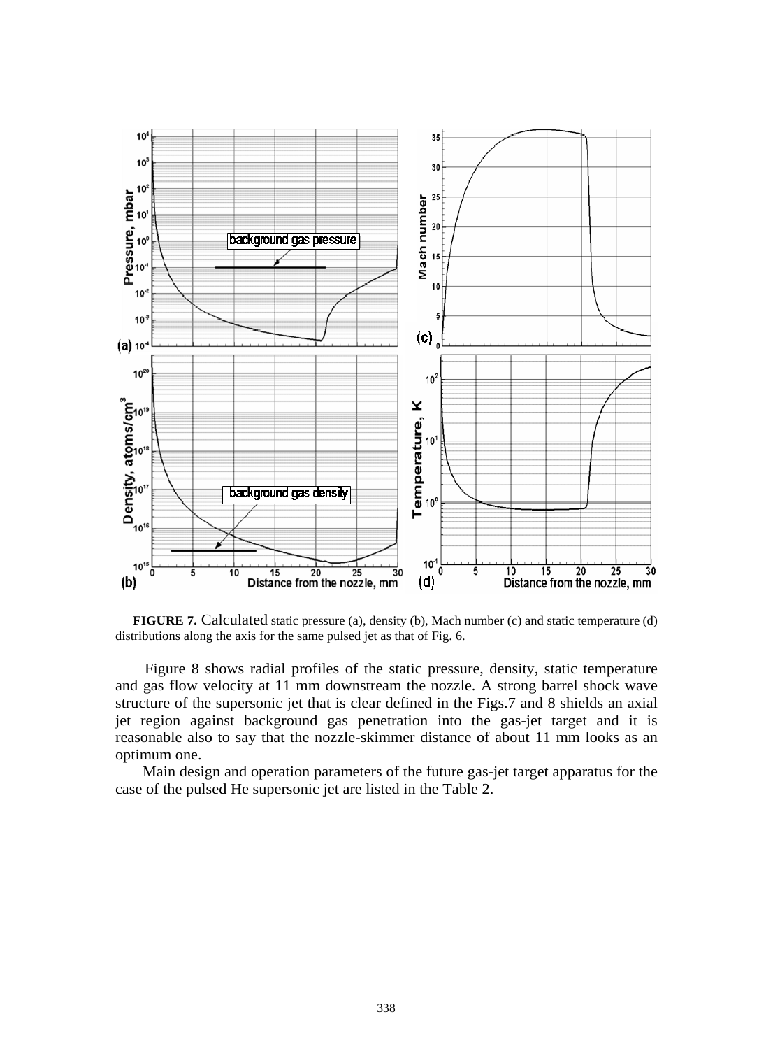**FIGURE 7.** Calculated static pressure (a), density (b), Mach number (c) and static temperature (d) distributions along the axis for the same pulsed jet as that of Fig. 6.

Figure 8 shows radial profiles of the static pressure, density, static temperature and gas flow velocity at 11 mm downstream the nozzle. A strong barrel shock wave structure of the supersonic jet that is clear defined in the Figs.7 and 8 shields an axial jet region against background gas penetration into the gas-jet target and it is reasonable also to say that the nozzle-skimmer distance of about 11 mm looks as an optimum one.

Main design and operation parameters of the future gas-jet target apparatus for the case of the pulsed He supersonic jet are listed in the Table 2.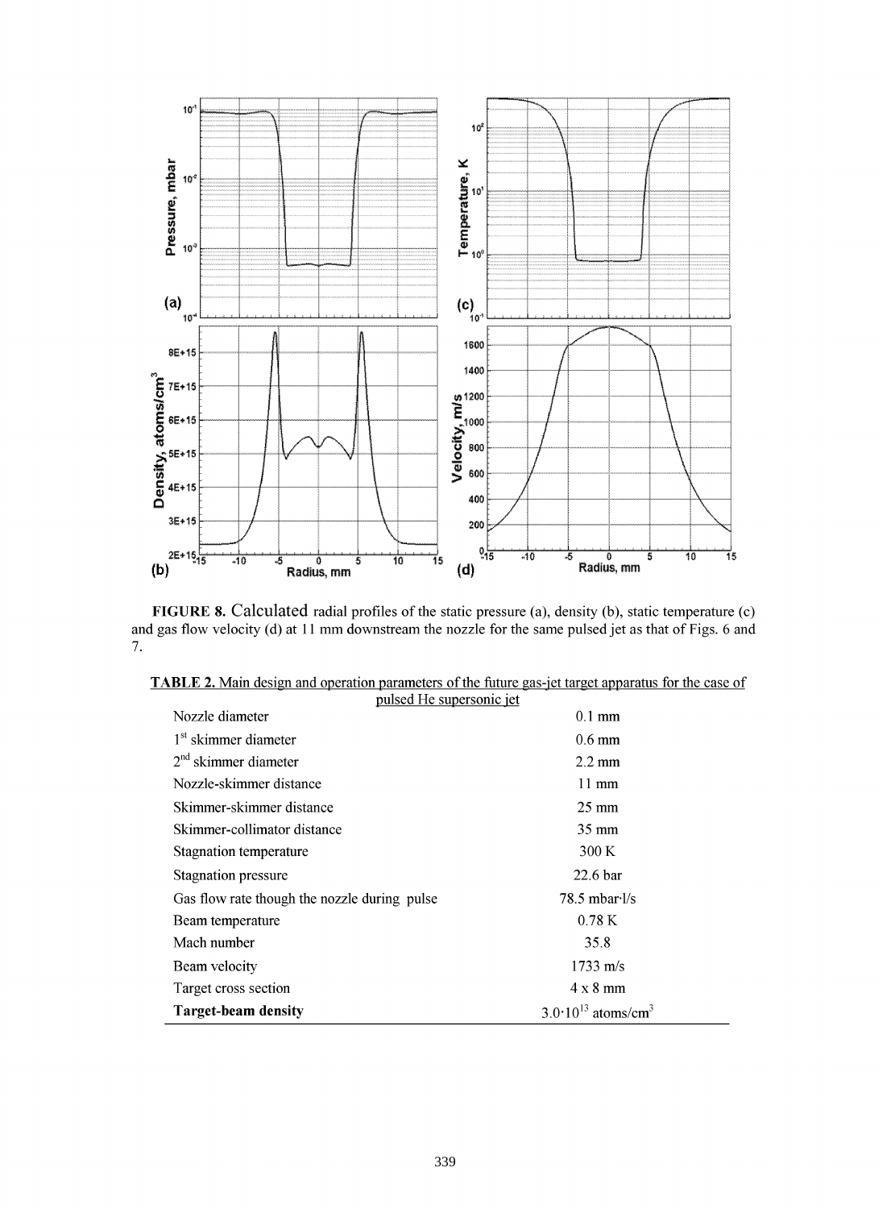**FIGURE 8.** Calculated radial profiles of the static pressure (a), density (b), static temperature (c) and gas flow velocity (d) at 11 mm downstream the nozzle for the same pulsed jet as that of Figs. 6 and 7.

**TABLE 2.** Main design and operation parameters of the future gas-jet target apparatus for the case of pulsed He supersonic jet

| | |
|---|---|
| Nozzle diameter | 0.1 mm |
| 1st skimmer diameter | 0.6 mm |
| 2nd skimmer diameter | 2.2 mm |
| Nozzle-skimmer distance | 11 mm |
| Skimmer-skimmer distance | 25 mm |
| Skimmer-collimator distance | 35 mm |
| Stagnation temperature | 300 K |
| Stagnation pressure | 22.6 bar |
| Gas flow rate though the nozzle during pulse | 78.5 mbar·l/s |
| Beam temperature | 0.78 K |
| Mach number | 35.8 |
| Beam velocity | 1733 m/s |
| Target cross section | 4 x 8 mm |
| **Target-beam density** | $3.0 \cdot 10^{13}$ atoms/cm$^3$ |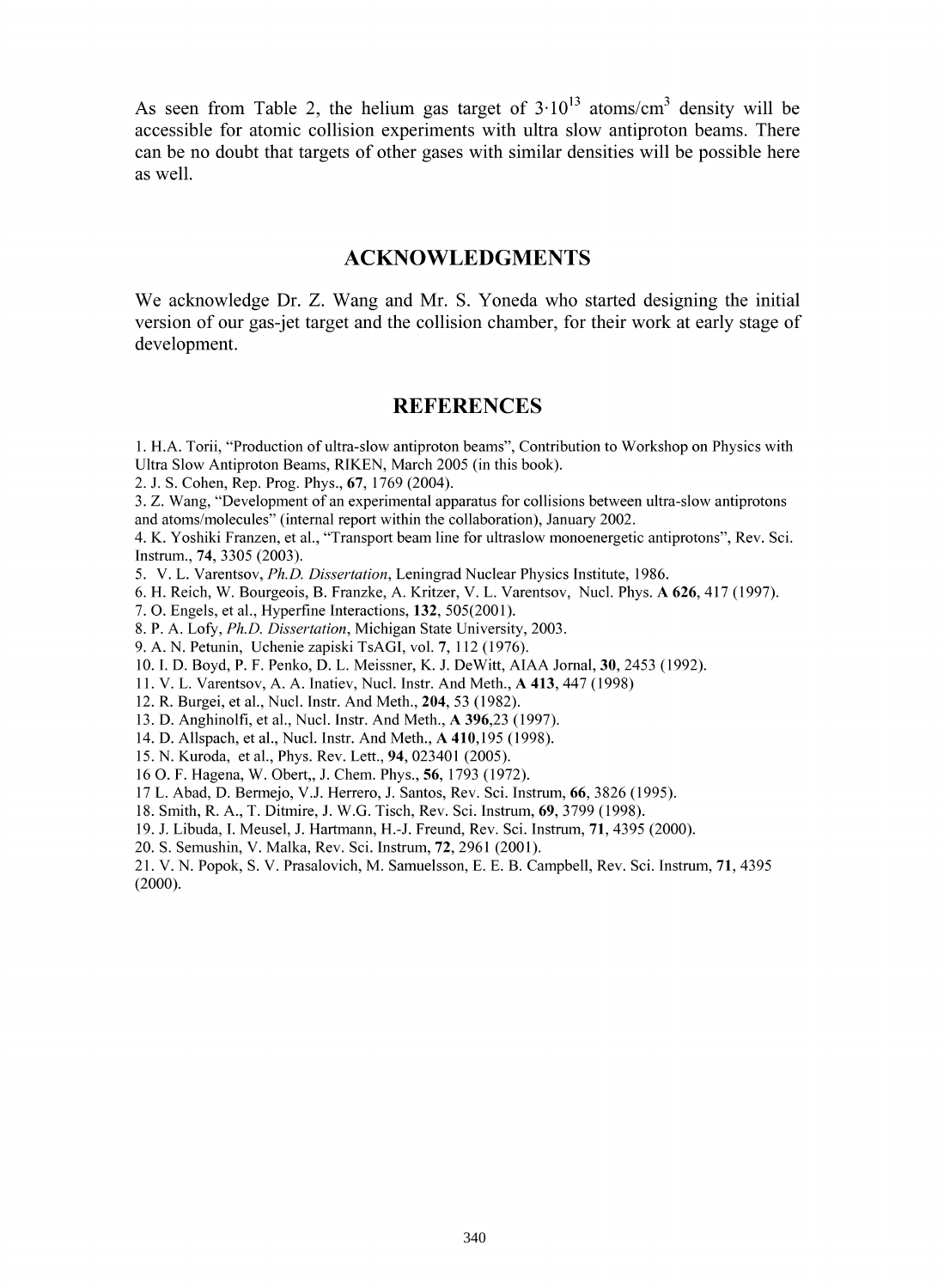As seen from Table 2, the helium gas target of $3 \cdot 10^{13}$ atoms/cm$^3$ density will be accessible for atomic collision experiments with ultra slow antiproton beams. There can be no doubt that targets of other gases with similar densities will be possible here as well.

## ACKNOWLEDGMENTS

We acknowledge Dr. Z. Wang and Mr. S. Yoneda who started designing the initial version of our gas-jet target and the collision chamber, for their work at early stage of development.

## REFERENCES

1. H.A. Torii, "Production of ultra-slow antiproton beams", Contribution to Workshop on Physics with Ultra Slow Antiproton Beams, RIKEN, March 2005 (in this book).
2. J. S. Cohen, Rep. Prog. Phys., **67**, 1769 (2004).
3. Z. Wang, "Development of an experimental apparatus for collisions between ultra-slow antiprotons and atoms/molecules" (internal report within the collaboration), January 2002.
4. K. Yoshiki Franzen, et al., "Transport beam line for ultraslow monoenergetic antiprotons", Rev. Sci. Instrum., **74**, 3305 (2003).
5. V. L. Varentsov, *Ph.D. Dissertation*, Leningrad Nuclear Physics Institute, 1986.
6. H. Reich, W. Bourgeois, B. Franzke, A. Kritzer, V. L. Varentsov, Nucl. Phys. **A 626**, 417 (1997).
7. O. Engels, et al., Hyperfine Interactions, **132**, 505(2001).
8. P. A. Lofy, *Ph.D. Dissertation*, Michigan State University, 2003.
9. A. N. Petunin, Uchenie zapiski TsAGI, vol. **7**, 112 (1976).
10. I. D. Boyd, P. F. Penko, D. L. Meissner, K. J. DeWitt, AIAA Jornal, **30**, 2453 (1992).
11. V. L. Varentsov, A. A. Inatiev, Nucl. Instr. And Meth., **A 413**, 447 (1998)
12. R. Burgei, et al., Nucl. Instr. And Meth., **204**, 53 (1982).
13. D. Anghinolfi, et al., Nucl. Instr. And Meth., **A 396**,23 (1997).
14. D. Allspach, et al., Nucl. Instr. And Meth., **A 410**,195 (1998).
15. N. Kuroda, et al., Phys. Rev. Lett., **94**, 023401 (2005).
16 O. F. Hagena, W. Obert,, J. Chem. Phys., **56**, 1793 (1972).
17 L. Abad, D. Bermejo, V.J. Herrero, J. Santos, Rev. Sci. Instrum, **66**, 3826 (1995).
18. Smith, R. A., T. Ditmire, J. W.G. Tisch, Rev. Sci. Instrum, **69**, 3799 (1998).
19. J. Libuda, I. Meusel, J. Hartmann, H.-J. Freund, Rev. Sci. Instrum, **71**, 4395 (2000).
20. S. Semushin, V. Malka, Rev. Sci. Instrum, **72**, 2961 (2001).
21. V. N. Popok, S. V. Prasalovich, M. Samuelsson, E. E. B. Campbell, Rev. Sci. Instrum, **71**, 4395 (2000).